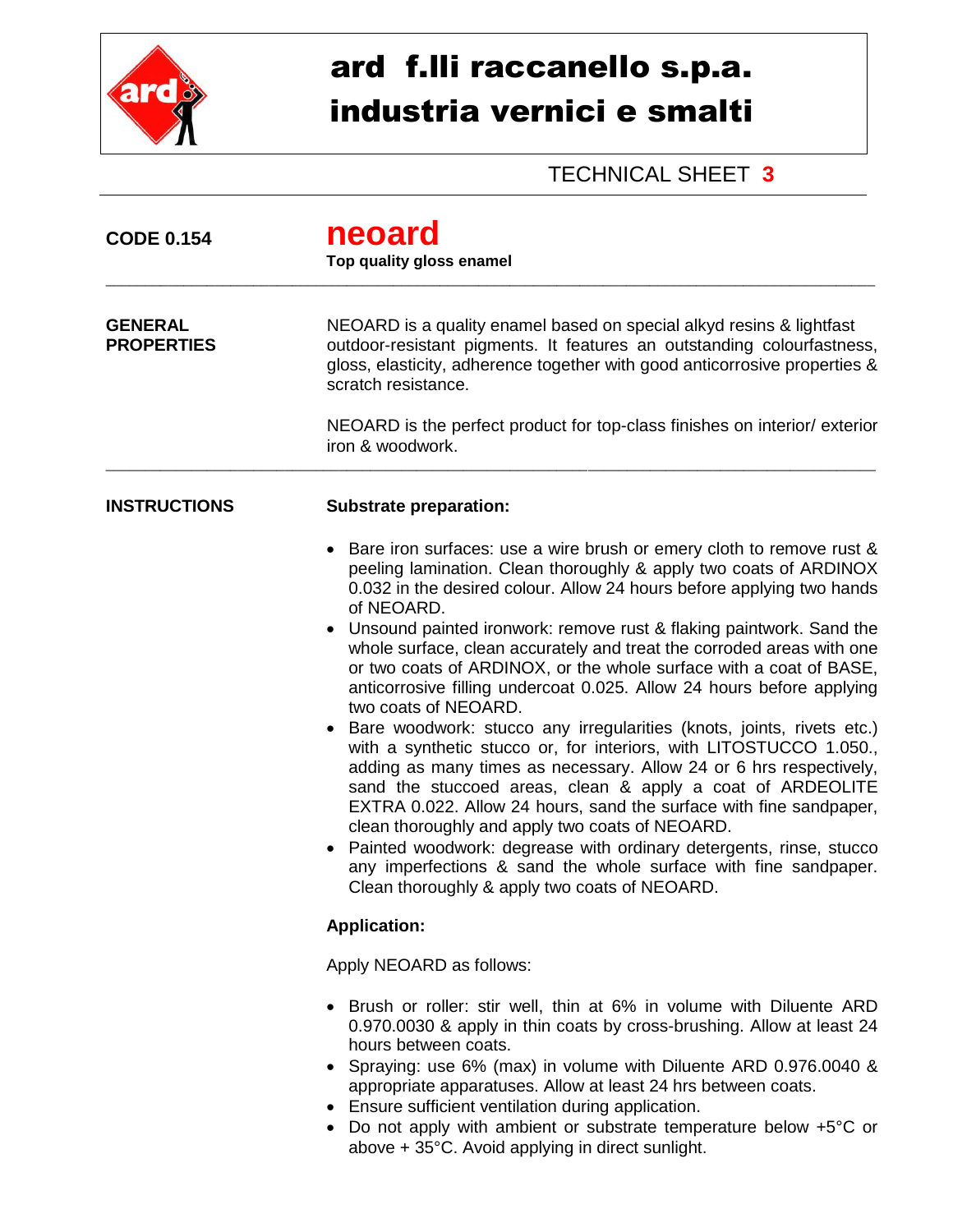# ard f.lli raccanello s.p.a.
# industria vernici e smalti

TECHNICAL SHEET **3**

**CODE 0.154**

## neoard

**Top quality gloss enamel**

---

**GENERAL PROPERTIES**

NEOARD is a quality enamel based on special alkyd resins & lightfast outdoor-resistant pigments. It features an outstanding colourfastness, gloss, elasticity, adherence together with good anticorrosive properties & scratch resistance.

NEOARD is the perfect product for top-class finishes on interior/ exterior iron & woodwork.

---

**INSTRUCTIONS**

**Substrate preparation:**

- Bare iron surfaces: use a wire brush or emery cloth to remove rust & peeling lamination. Clean thoroughly & apply two coats of ARDINOX 0.032 in the desired colour. Allow 24 hours before applying two hands of NEOARD.
- Unsound painted ironwork: remove rust & flaking paintwork. Sand the whole surface, clean accurately and treat the corroded areas with one or two coats of ARDINOX, or the whole surface with a coat of BASE, anticorrosive filling undercoat 0.025. Allow 24 hours before applying two coats of NEOARD.
- Bare woodwork: stucco any irregularities (knots, joints, rivets etc.) with a synthetic stucco or, for interiors, with LITOSTUCCO 1.050., adding as many times as necessary. Allow 24 or 6 hrs respectively, sand the stuccoed areas, clean & apply a coat of ARDEOLITE EXTRA 0.022. Allow 24 hours, sand the surface with fine sandpaper, clean thoroughly and apply two coats of NEOARD.
- Painted woodwork: degrease with ordinary detergents, rinse, stucco any imperfections & sand the whole surface with fine sandpaper. Clean thoroughly & apply two coats of NEOARD.

**Application:**

Apply NEOARD as follows:

- Brush or roller: stir well, thin at 6% in volume with Diluente ARD 0.970.0030 & apply in thin coats by cross-brushing. Allow at least 24 hours between coats.
- Spraying: use 6% (max) in volume with Diluente ARD 0.976.0040 & appropriate apparatuses. Allow at least 24 hrs between coats.
- Ensure sufficient ventilation during application.
- Do not apply with ambient or substrate temperature below +5°C or above + 35°C. Avoid applying in direct sunlight.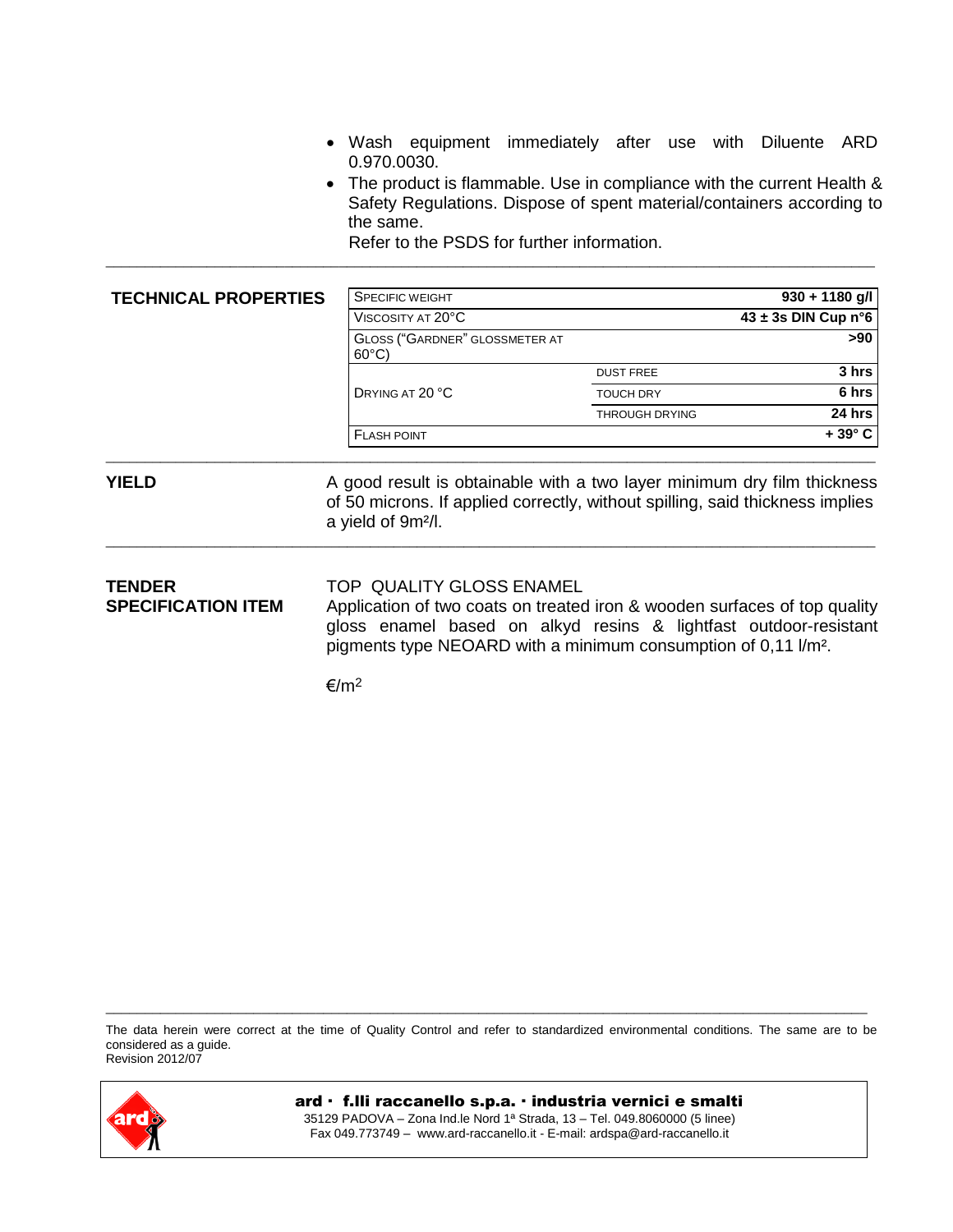- Wash equipment immediately after use with Diluente ARD 0.970.0030.
- The product is flammable. Use in compliance with the current Health & Safety Regulations. Dispose of spent material/containers according to the same.
  Refer to the PSDS for further information.

## TECHNICAL PROPERTIES

| | | |
|---|---|---|
| SPECIFIC WEIGHT | | **930 + 1180 g/l** |
| VISCOSITY AT 20°C | | **43 ± 3s DIN Cup n°6** |
| GLOSS ("GARDNER" GLOSSMETER AT 60°C) | | **>90** |
| DRYING AT 20 °C | DUST FREE | **3 hrs** |
| | TOUCH DRY | **6 hrs** |
| | THROUGH DRYING | **24 hrs** |
| FLASH POINT | | **+ 39° C** |

## YIELD

A good result is obtainable with a two layer minimum dry film thickness of 50 microns. If applied correctly, without spilling, said thickness implies a yield of 9m²/l.

## TENDER SPECIFICATION ITEM

TOP QUALITY GLOSS ENAMEL
Application of two coats on treated iron & wooden surfaces of top quality gloss enamel based on alkyd resins & lightfast outdoor-resistant pigments type NEOARD with a minimum consumption of 0,11 l/m².

€/m²

The data herein were correct at the time of Quality Control and refer to standardized environmental conditions. The same are to be considered as a guide.
Revision 2012/07

**ard · f.lli raccanello s.p.a. · industria vernici e smalti**
35129 PADOVA – Zona Ind.le Nord 1ª Strada, 13 – Tel. 049.8060000 (5 linee)
Fax 049.773749 – www.ard-raccanello.it - E-mail: ardspa@ard-raccanello.it